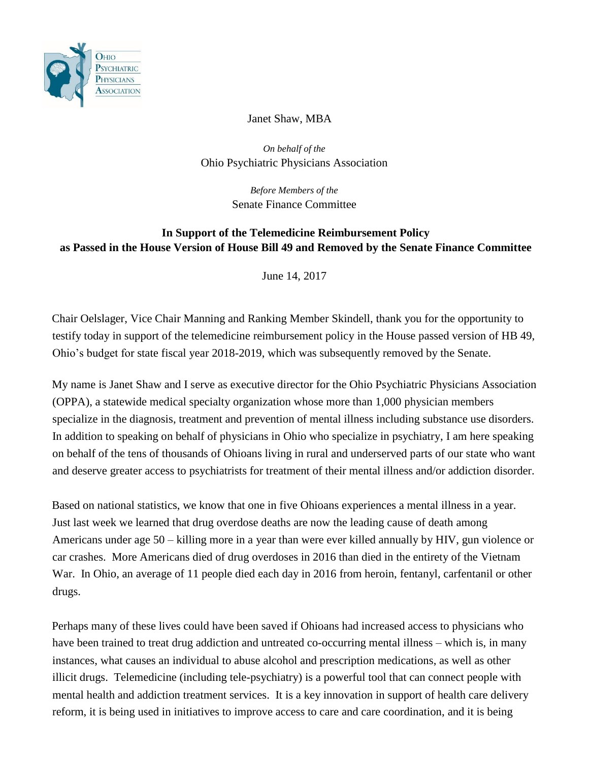Ohio Psychiatric Physicians Association

Janet Shaw, MBA

*On behalf of the*
Ohio Psychiatric Physicians Association

*Before Members of the*
Senate Finance Committee

**In Support of the Telemedicine Reimbursement Policy as Passed in the House Version of House Bill 49 and Removed by the Senate Finance Committee**

June 14, 2017

Chair Oelslager, Vice Chair Manning and Ranking Member Skindell, thank you for the opportunity to testify today in support of the telemedicine reimbursement policy in the House passed version of HB 49, Ohio's budget for state fiscal year 2018-2019, which was subsequently removed by the Senate.

My name is Janet Shaw and I serve as executive director for the Ohio Psychiatric Physicians Association (OPPA), a statewide medical specialty organization whose more than 1,000 physician members specialize in the diagnosis, treatment and prevention of mental illness including substance use disorders. In addition to speaking on behalf of physicians in Ohio who specialize in psychiatry, I am here speaking on behalf of the tens of thousands of Ohioans living in rural and underserved parts of our state who want and deserve greater access to psychiatrists for treatment of their mental illness and/or addiction disorder.

Based on national statistics, we know that one in five Ohioans experiences a mental illness in a year. Just last week we learned that drug overdose deaths are now the leading cause of death among Americans under age 50 – killing more in a year than were ever killed annually by HIV, gun violence or car crashes. More Americans died of drug overdoses in 2016 than died in the entirety of the Vietnam War. In Ohio, an average of 11 people died each day in 2016 from heroin, fentanyl, carfentanil or other drugs.

Perhaps many of these lives could have been saved if Ohioans had increased access to physicians who have been trained to treat drug addiction and untreated co-occurring mental illness – which is, in many instances, what causes an individual to abuse alcohol and prescription medications, as well as other illicit drugs. Telemedicine (including tele-psychiatry) is a powerful tool that can connect people with mental health and addiction treatment services. It is a key innovation in support of health care delivery reform, it is being used in initiatives to improve access to care and care coordination, and it is being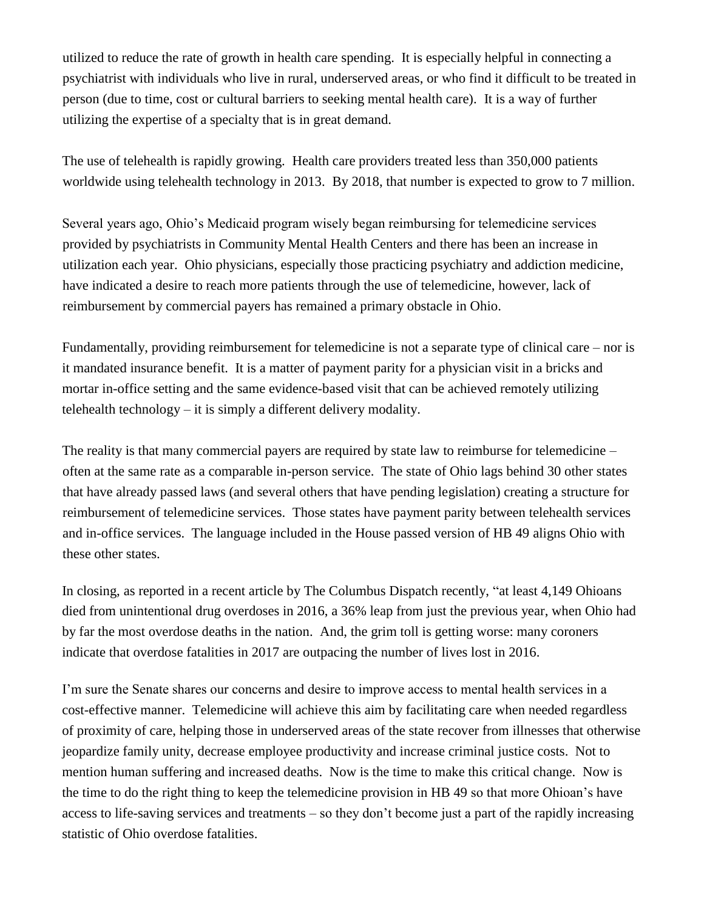utilized to reduce the rate of growth in health care spending. It is especially helpful in connecting a psychiatrist with individuals who live in rural, underserved areas, or who find it difficult to be treated in person (due to time, cost or cultural barriers to seeking mental health care). It is a way of further utilizing the expertise of a specialty that is in great demand.

The use of telehealth is rapidly growing. Health care providers treated less than 350,000 patients worldwide using telehealth technology in 2013. By 2018, that number is expected to grow to 7 million.

Several years ago, Ohio's Medicaid program wisely began reimbursing for telemedicine services provided by psychiatrists in Community Mental Health Centers and there has been an increase in utilization each year. Ohio physicians, especially those practicing psychiatry and addiction medicine, have indicated a desire to reach more patients through the use of telemedicine, however, lack of reimbursement by commercial payers has remained a primary obstacle in Ohio.

Fundamentally, providing reimbursement for telemedicine is not a separate type of clinical care – nor is it mandated insurance benefit. It is a matter of payment parity for a physician visit in a bricks and mortar in-office setting and the same evidence-based visit that can be achieved remotely utilizing telehealth technology – it is simply a different delivery modality.

The reality is that many commercial payers are required by state law to reimburse for telemedicine – often at the same rate as a comparable in-person service. The state of Ohio lags behind 30 other states that have already passed laws (and several others that have pending legislation) creating a structure for reimbursement of telemedicine services. Those states have payment parity between telehealth services and in-office services. The language included in the House passed version of HB 49 aligns Ohio with these other states.

In closing, as reported in a recent article by The Columbus Dispatch recently, "at least 4,149 Ohioans died from unintentional drug overdoses in 2016, a 36% leap from just the previous year, when Ohio had by far the most overdose deaths in the nation. And, the grim toll is getting worse: many coroners indicate that overdose fatalities in 2017 are outpacing the number of lives lost in 2016.

I'm sure the Senate shares our concerns and desire to improve access to mental health services in a cost-effective manner. Telemedicine will achieve this aim by facilitating care when needed regardless of proximity of care, helping those in underserved areas of the state recover from illnesses that otherwise jeopardize family unity, decrease employee productivity and increase criminal justice costs. Not to mention human suffering and increased deaths. Now is the time to make this critical change. Now is the time to do the right thing to keep the telemedicine provision in HB 49 so that more Ohioan's have access to life-saving services and treatments – so they don't become just a part of the rapidly increasing statistic of Ohio overdose fatalities.